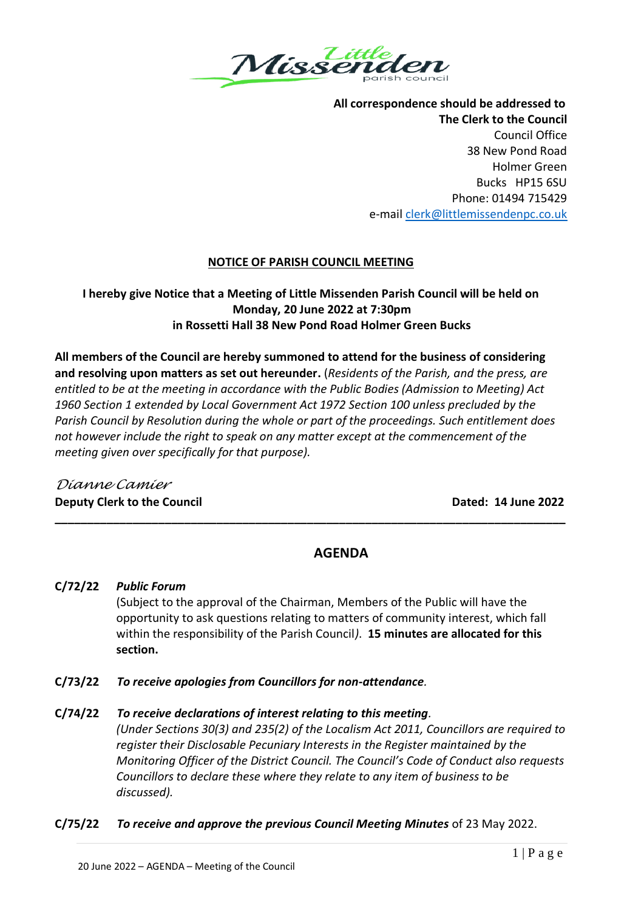**All correspondence should be addressed to**
**The Clerk to the Council**
Council Office
38 New Pond Road
Holmer Green
Bucks HP15 6SU
Phone: 01494 715429
e-mail clerk@littlemissendenpc.co.uk

## NOTICE OF PARISH COUNCIL MEETING

**I hereby give Notice that a Meeting of Little Missenden Parish Council will be held on Monday, 20 June 2022 at 7:30pm in Rossetti Hall 38 New Pond Road Holmer Green Bucks**

**All members of the Council are hereby summoned to attend for the business of considering and resolving upon matters as set out hereunder.** (*Residents of the Parish, and the press, are entitled to be at the meeting in accordance with the Public Bodies (Admission to Meeting) Act 1960 Section 1 extended by Local Government Act 1972 Section 100 unless precluded by the Parish Council by Resolution during the whole or part of the proceedings. Such entitlement does not however include the right to speak on any matter except at the commencement of the meeting given over specifically for that purpose).*

*Dianne Camier*
**Deputy Clerk to the Council** **Dated: 14 June 2022**

---

## AGENDA

**C/72/22** ***Public Forum***
(Subject to the approval of the Chairman, Members of the Public will have the opportunity to ask questions relating to matters of community interest, which fall within the responsibility of the Parish Council*).* **15 minutes are allocated for this section.**

**C/73/22** ***To receive apologies from Councillors for non-attendance****.*

**C/74/22** ***To receive declarations of interest relating to this meeting****.*
*(Under Sections 30(3) and 235(2) of the Localism Act 2011, Councillors are required to register their Disclosable Pecuniary Interests in the Register maintained by the Monitoring Officer of the District Council. The Council's Code of Conduct also requests Councillors to declare these where they relate to any item of business to be discussed).*

**C/75/22** ***To receive and approve the previous Council Meeting Minutes*** of 23 May 2022.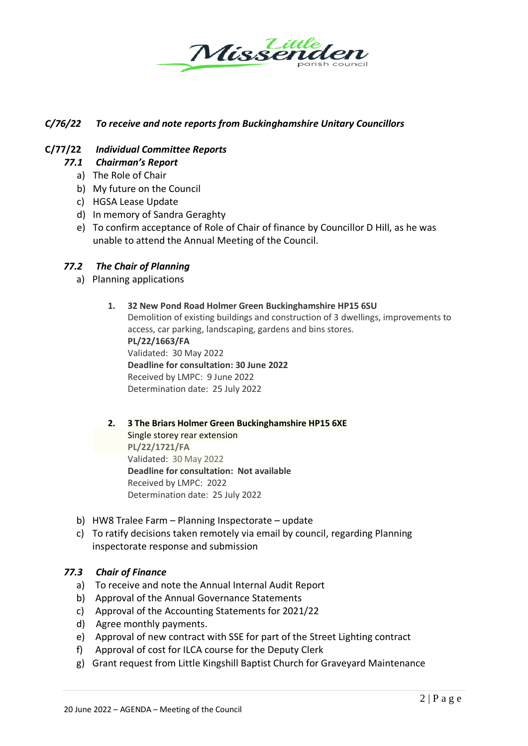***C/76/22 To receive and note reports from Buckinghamshire Unitary Councillors***

***C/77/22 Individual Committee Reports***

***77.1 Chairman's Report***

a) The Role of Chair
b) My future on the Council
c) HGSA Lease Update
d) In memory of Sandra Geraghty
e) To confirm acceptance of Role of Chair of finance by Councillor D Hill, as he was unable to attend the Annual Meeting of the Council.

***77.2 The Chair of Planning***

a) Planning applications

1. **32 New Pond Road Holmer Green Buckinghamshire HP15 6SU**
   Demolition of existing buildings and construction of 3 dwellings, improvements to access, car parking, landscaping, gardens and bins stores.
   **PL/22/1663/FA**
   Validated: 30 May 2022
   **Deadline for consultation: 30 June 2022**
   Received by LMPC: 9 June 2022
   Determination date: 25 July 2022

2. **3 The Briars Holmer Green Buckinghamshire HP15 6XE**
   Single storey rear extension
   **PL/22/1721/FA**
   Validated: 30 May 2022
   **Deadline for consultation: Not available**
   Received by LMPC: 2022
   Determination date: 25 July 2022

b) HW8 Tralee Farm – Planning Inspectorate – update
c) To ratify decisions taken remotely via email by council, regarding Planning inspectorate response and submission

***77.3 Chair of Finance***

a) To receive and note the Annual Internal Audit Report
b) Approval of the Annual Governance Statements
c) Approval of the Accounting Statements for 2021/22
d) Agree monthly payments.
e) Approval of new contract with SSE for part of the Street Lighting contract
f) Approval of cost for ILCA course for the Deputy Clerk
g) Grant request from Little Kingshill Baptist Church for Graveyard Maintenance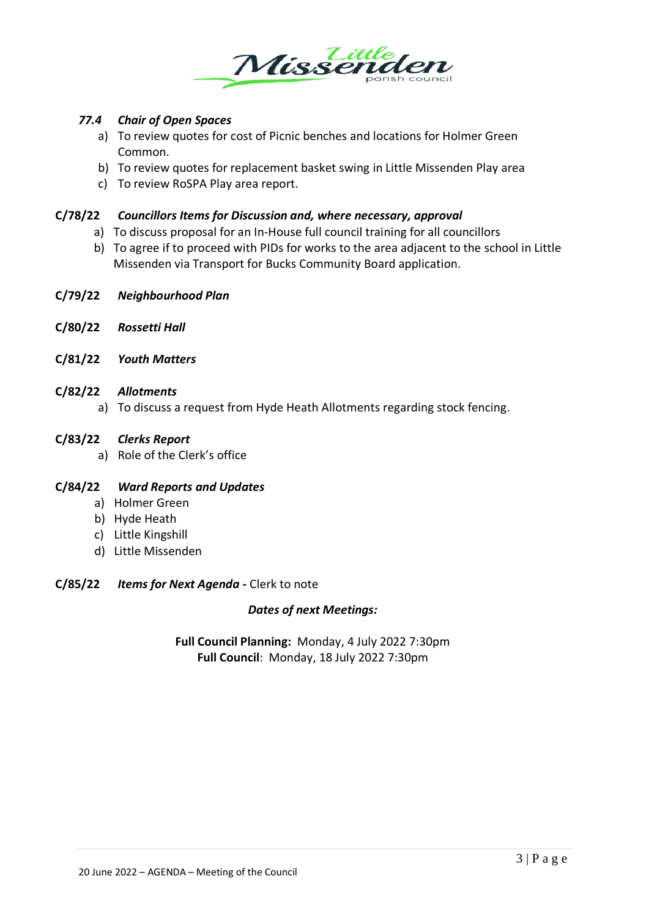### *77.4 Chair of Open Spaces*

a) To review quotes for cost of Picnic benches and locations for Holmer Green Common.
b) To review quotes for replacement basket swing in Little Missenden Play area
c) To review RoSPA Play area report.

### C/78/22 *Councillors Items for Discussion and, where necessary, approval*

a) To discuss proposal for an In-House full council training for all councillors
b) To agree if to proceed with PIDs for works to the area adjacent to the school in Little Missenden via Transport for Bucks Community Board application.

### C/79/22 *Neighbourhood Plan*

### C/80/22 *Rossetti Hall*

### C/81/22 *Youth Matters*

### C/82/22 *Allotments*

a) To discuss a request from Hyde Heath Allotments regarding stock fencing.

### C/83/22 *Clerks Report*

a) Role of the Clerk's office

### C/84/22 *Ward Reports and Updates*

a) Holmer Green
b) Hyde Heath
c) Little Kingshill
d) Little Missenden

### C/85/22 *Items for Next Agenda* - Clerk to note

***Dates of next Meetings:***

**Full Council Planning:** Monday, 4 July 2022 7:30pm
**Full Council**: Monday, 18 July 2022 7:30pm